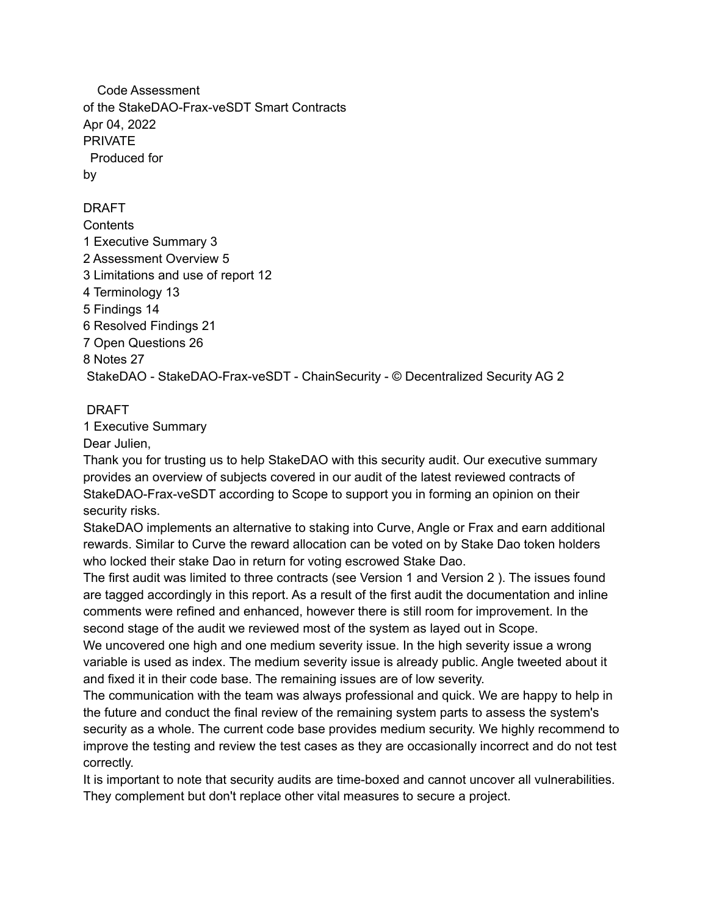Code Assessment

of the StakeDAO-Frax-veSDT Smart Contracts

Apr 04, 2022

PRIVATE

Produced for

by

DRAFT

Contents

1 Executive Summary 3

2 Assessment Overview 5

3 Limitations and use of report 12

4 Terminology 13

5 Findings 14

6 Resolved Findings 21

7 Open Questions 26

8 Notes 27

DRAFT

# 1 Executive Summary

Dear Julien,

Thank you for trusting us to help StakeDAO with this security audit. Our executive summary provides an overview of subjects covered in our audit of the latest reviewed contracts of StakeDAO-Frax-veSDT according to Scope to support you in forming an opinion on their security risks.

StakeDAO implements an alternative to staking into Curve, Angle or Frax and earn additional rewards. Similar to Curve the reward allocation can be voted on by Stake Dao token holders who locked their stake Dao in return for voting escrowed Stake Dao.

The first audit was limited to three contracts (see Version 1 and Version 2 ). The issues found are tagged accordingly in this report. As a result of the first audit the documentation and inline comments were refined and enhanced, however there is still room for improvement. In the second stage of the audit we reviewed most of the system as layed out in Scope.

We uncovered one high and one medium severity issue. In the high severity issue a wrong variable is used as index. The medium severity issue is already public. Angle tweeted about it and fixed it in their code base. The remaining issues are of low severity.

The communication with the team was always professional and quick. We are happy to help in the future and conduct the final review of the remaining system parts to assess the system's security as a whole. The current code base provides medium security. We highly recommend to improve the testing and review the test cases as they are occasionally incorrect and do not test correctly.

It is important to note that security audits are time-boxed and cannot uncover all vulnerabilities. They complement but don't replace other vital measures to secure a project.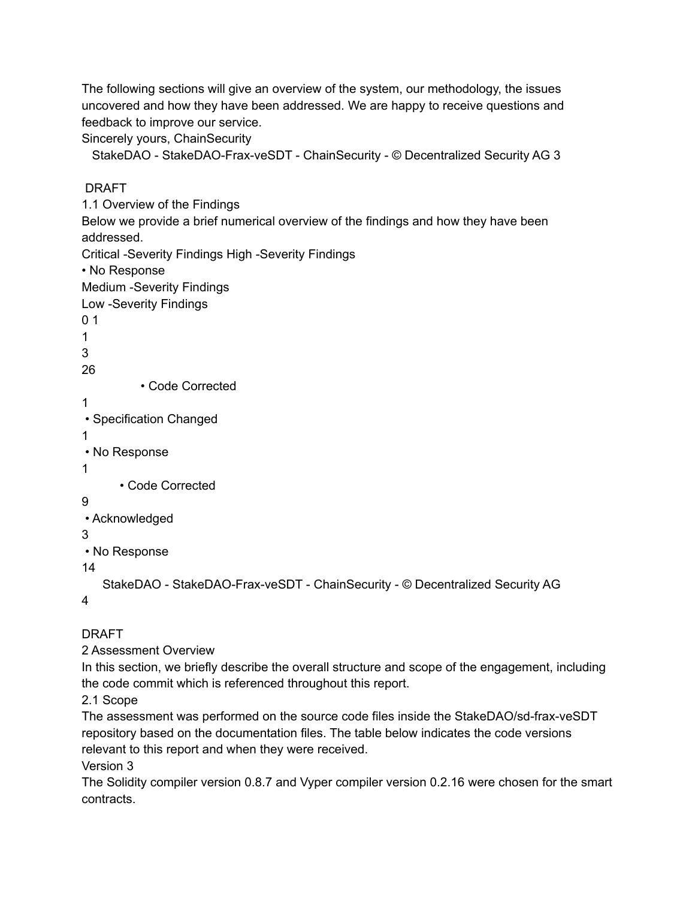The following sections will give an overview of the system, our methodology, the issues uncovered and how they have been addressed. We are happy to receive questions and feedback to improve our service.

Sincerely yours, ChainSecurity

DRAFT

## 1.1 Overview of the Findings

Below we provide a brief numerical overview of the findings and how they have been addressed.

Critical -Severity Findings High -Severity Findings

• No Response

Medium -Severity Findings

Low -Severity Findings

0 1

1

3

26

• Code Corrected

1

• Specification Changed

1

• No Response

1

• Code Corrected

9

• Acknowledged

3

• No Response

14

DRAFT

# 2 Assessment Overview

In this section, we briefly describe the overall structure and scope of the engagement, including the code commit which is referenced throughout this report.

## 2.1 Scope

The assessment was performed on the source code files inside the StakeDAO/sd-frax-veSDT repository based on the documentation files. The table below indicates the code versions relevant to this report and when they were received.

Version 3

The Solidity compiler version 0.8.7 and Vyper compiler version 0.2.16 were chosen for the smart contracts.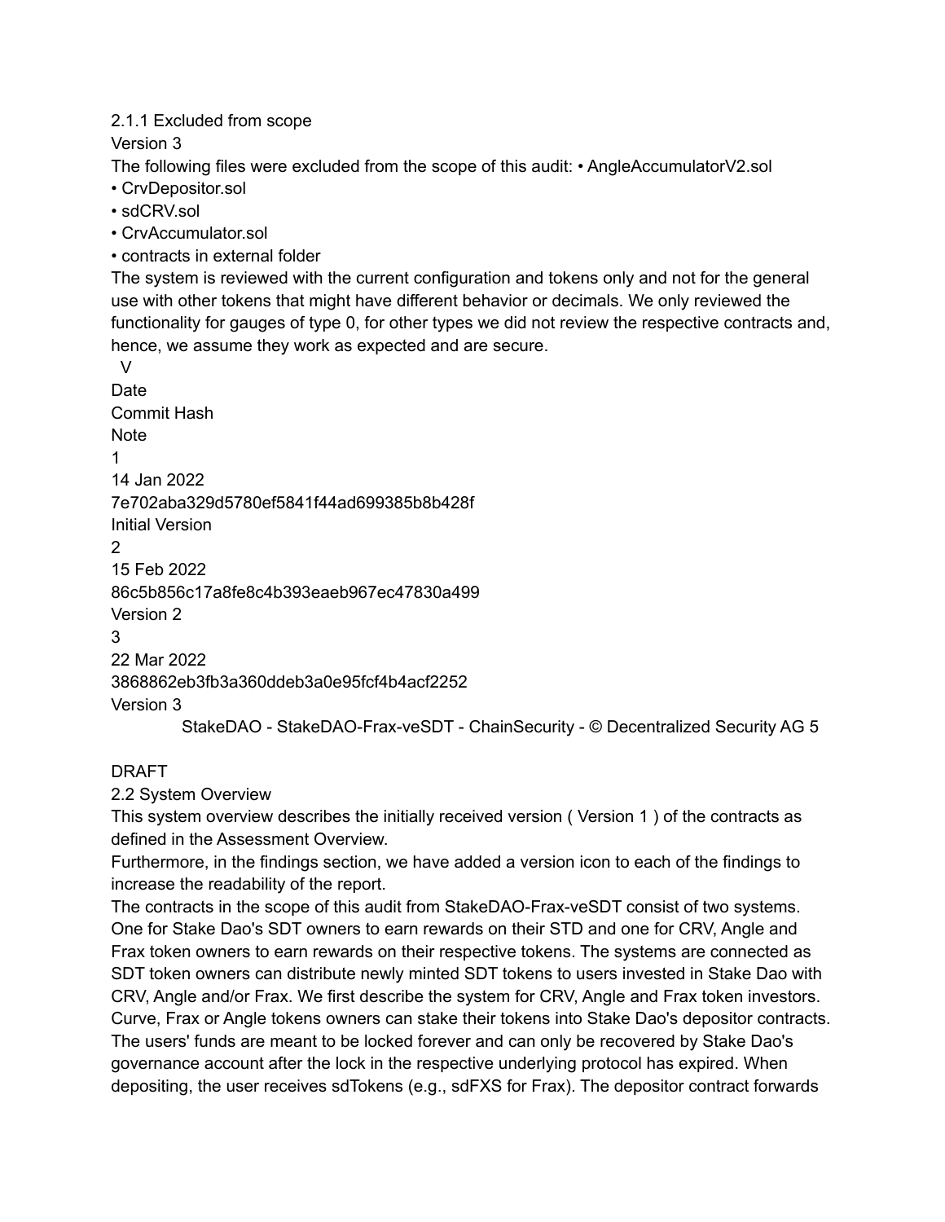### 2.1.1 Excluded from scope

Version 3

The following files were excluded from the scope of this audit:
- AngleAccumulatorV2.sol
- CrvDepositor.sol
- sdCRV.sol
- CrvAccumulator.sol
- contracts in external folder

The system is reviewed with the current configuration and tokens only and not for the general use with other tokens that might have different behavior or decimals. We only reviewed the functionality for gauges of type 0, for other types we did not review the respective contracts and, hence, we assume they work as expected and are secure.

| V | Date | Commit Hash | Note |
|---|---|---|---|
| 1 | 14 Jan 2022 | 7e702aba329d5780ef5841f44ad699385b8b428f | Initial Version |
| 2 | 15 Feb 2022 | 86c5b856c17a8fe8c4b393eaeb967ec47830a499 | Version 2 |
| 3 | 22 Mar 2022 | 3868862eb3fb3a360ddeb3a0e95fcf4b4acf2252 | Version 3 |

DRAFT

## 2.2 System Overview

This system overview describes the initially received version ( Version 1 ) of the contracts as defined in the Assessment Overview.

Furthermore, in the findings section, we have added a version icon to each of the findings to increase the readability of the report.

The contracts in the scope of this audit from StakeDAO-Frax-veSDT consist of two systems. One for Stake Dao's SDT owners to earn rewards on their STD and one for CRV, Angle and Frax token owners to earn rewards on their respective tokens. The systems are connected as SDT token owners can distribute newly minted SDT tokens to users invested in Stake Dao with CRV, Angle and/or Frax. We first describe the system for CRV, Angle and Frax token investors. Curve, Frax or Angle tokens owners can stake their tokens into Stake Dao's depositor contracts. The users' funds are meant to be locked forever and can only be recovered by Stake Dao's governance account after the lock in the respective underlying protocol has expired. When depositing, the user receives sdTokens (e.g., sdFXS for Frax). The depositor contract forwards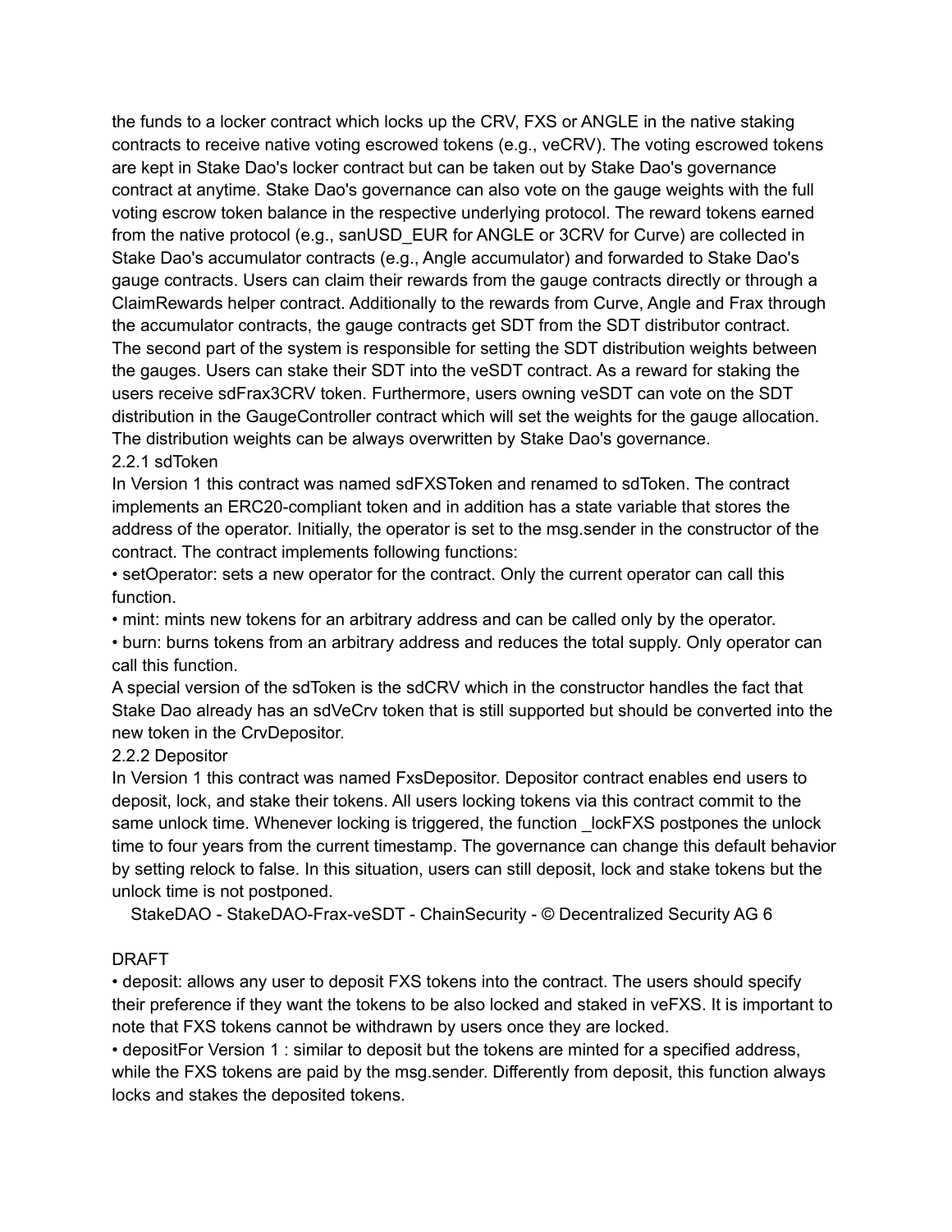the funds to a locker contract which locks up the CRV, FXS or ANGLE in the native staking contracts to receive native voting escrowed tokens (e.g., veCRV). The voting escrowed tokens are kept in Stake Dao's locker contract but can be taken out by Stake Dao's governance contract at anytime. Stake Dao's governance can also vote on the gauge weights with the full voting escrow token balance in the respective underlying protocol. The reward tokens earned from the native protocol (e.g., sanUSD_EUR for ANGLE or 3CRV for Curve) are collected in Stake Dao's accumulator contracts (e.g., Angle accumulator) and forwarded to Stake Dao's gauge contracts. Users can claim their rewards from the gauge contracts directly or through a ClaimRewards helper contract. Additionally to the rewards from Curve, Angle and Frax through the accumulator contracts, the gauge contracts get SDT from the SDT distributor contract.
The second part of the system is responsible for setting the SDT distribution weights between the gauges. Users can stake their SDT into the veSDT contract. As a reward for staking the users receive sdFrax3CRV token. Furthermore, users owning veSDT can vote on the SDT distribution in the GaugeController contract which will set the weights for the gauge allocation. The distribution weights can be always overwritten by Stake Dao's governance.

### 2.2.1 sdToken

In Version 1 this contract was named sdFXSToken and renamed to sdToken. The contract implements an ERC20-compliant token and in addition has a state variable that stores the address of the operator. Initially, the operator is set to the msg.sender in the constructor of the contract. The contract implements following functions:

- setOperator: sets a new operator for the contract. Only the current operator can call this function.
- mint: mints new tokens for an arbitrary address and can be called only by the operator.
- burn: burns tokens from an arbitrary address and reduces the total supply. Only operator can call this function.

A special version of the sdToken is the sdCRV which in the constructor handles the fact that Stake Dao already has an sdVeCrv token that is still supported but should be converted into the new token in the CrvDepositor.

### 2.2.2 Depositor

In Version 1 this contract was named FxsDepositor. Depositor contract enables end users to deposit, lock, and stake their tokens. All users locking tokens via this contract commit to the same unlock time. Whenever locking is triggered, the function _lockFXS postpones the unlock time to four years from the current timestamp. The governance can change this default behavior by setting relock to false. In this situation, users can still deposit, lock and stake tokens but the unlock time is not postponed.

- deposit: allows any user to deposit FXS tokens into the contract. The users should specify their preference if they want the tokens to be also locked and staked in veFXS. It is important to note that FXS tokens cannot be withdrawn by users once they are locked.
- depositFor Version 1 : similar to deposit but the tokens are minted for a specified address, while the FXS tokens are paid by the msg.sender. Differently from deposit, this function always locks and stakes the deposited tokens.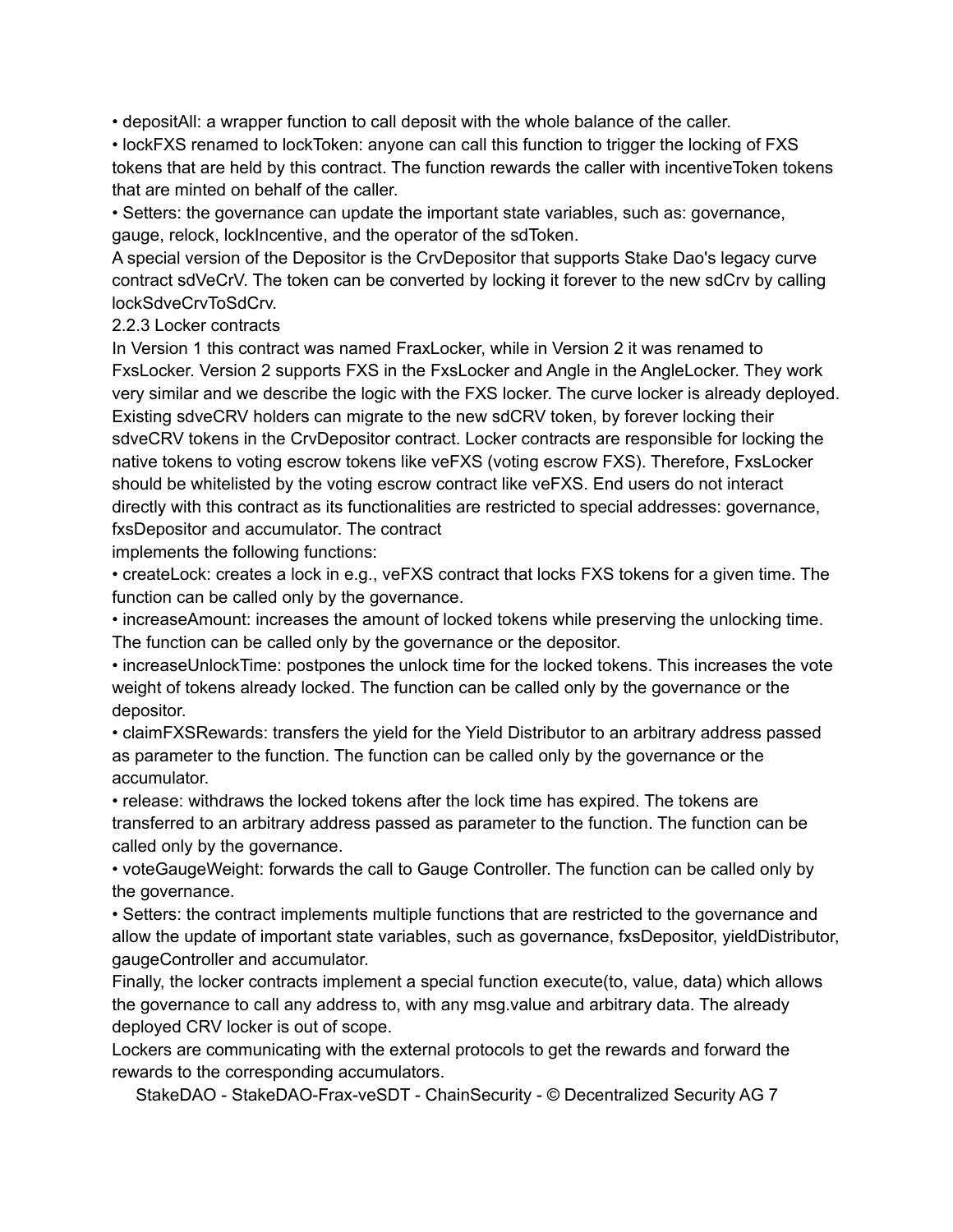- depositAll: a wrapper function to call deposit with the whole balance of the caller.
- lockFXS renamed to lockToken: anyone can call this function to trigger the locking of FXS tokens that are held by this contract. The function rewards the caller with incentiveToken tokens that are minted on behalf of the caller.
- Setters: the governance can update the important state variables, such as: governance, gauge, relock, lockIncentive, and the operator of the sdToken.

A special version of the Depositor is the CrvDepositor that supports Stake Dao's legacy curve contract sdVeCrV. The token can be converted by locking it forever to the new sdCrv by calling lockSdveCrvToSdCrv.

### 2.2.3 Locker contracts

In Version 1 this contract was named FraxLocker, while in Version 2 it was renamed to FxsLocker. Version 2 supports FXS in the FxsLocker and Angle in the AngleLocker. They work very similar and we describe the logic with the FXS locker. The curve locker is already deployed. Existing sdveCRV holders can migrate to the new sdCRV token, by forever locking their sdveCRV tokens in the CrvDepositor contract. Locker contracts are responsible for locking the native tokens to voting escrow tokens like veFXS (voting escrow FXS). Therefore, FxsLocker should be whitelisted by the voting escrow contract like veFXS. End users do not interact directly with this contract as its functionalities are restricted to special addresses: governance, fxsDepositor and accumulator. The contract implements the following functions:

- createLock: creates a lock in e.g., veFXS contract that locks FXS tokens for a given time. The function can be called only by the governance.
- increaseAmount: increases the amount of locked tokens while preserving the unlocking time. The function can be called only by the governance or the depositor.
- increaseUnlockTime: postpones the unlock time for the locked tokens. This increases the vote weight of tokens already locked. The function can be called only by the governance or the depositor.
- claimFXSRewards: transfers the yield for the Yield Distributor to an arbitrary address passed as parameter to the function. The function can be called only by the governance or the accumulator.
- release: withdraws the locked tokens after the lock time has expired. The tokens are transferred to an arbitrary address passed as parameter to the function. The function can be called only by the governance.
- voteGaugeWeight: forwards the call to Gauge Controller. The function can be called only by the governance.
- Setters: the contract implements multiple functions that are restricted to the governance and allow the update of important state variables, such as governance, fxsDepositor, yieldDistributor, gaugeController and accumulator.

Finally, the locker contracts implement a special function execute(to, value, data) which allows the governance to call any address to, with any msg.value and arbitrary data. The already deployed CRV locker is out of scope.

Lockers are communicating with the external protocols to get the rewards and forward the rewards to the corresponding accumulators.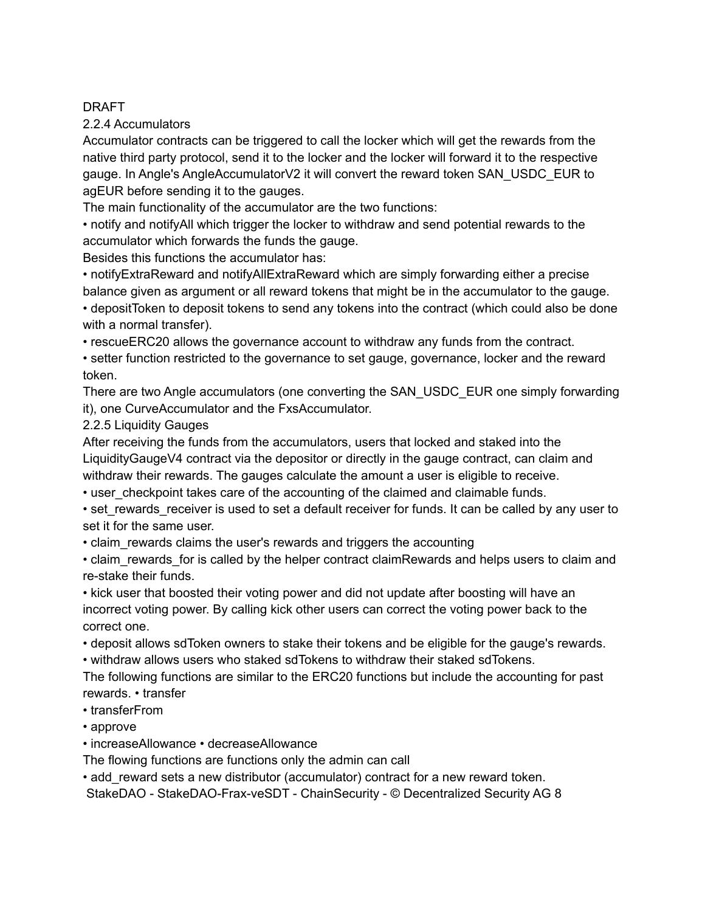DRAFT

### 2.2.4 Accumulators

Accumulator contracts can be triggered to call the locker which will get the rewards from the native third party protocol, send it to the locker and the locker will forward it to the respective gauge. In Angle's AngleAccumulatorV2 it will convert the reward token SAN_USDC_EUR to agEUR before sending it to the gauges.

The main functionality of the accumulator are the two functions:

- notify and notifyAll which trigger the locker to withdraw and send potential rewards to the accumulator which forwards the funds the gauge.

Besides this functions the accumulator has:

- notifyExtraReward and notifyAllExtraReward which are simply forwarding either a precise balance given as argument or all reward tokens that might be in the accumulator to the gauge.
- depositToken to deposit tokens to send any tokens into the contract (which could also be done with a normal transfer).
- rescueERC20 allows the governance account to withdraw any funds from the contract.
- setter function restricted to the governance to set gauge, governance, locker and the reward token.

There are two Angle accumulators (one converting the SAN_USDC_EUR one simply forwarding it), one CurveAccumulator and the FxsAccumulator.

### 2.2.5 Liquidity Gauges

After receiving the funds from the accumulators, users that locked and staked into the LiquidityGaugeV4 contract via the depositor or directly in the gauge contract, can claim and withdraw their rewards. The gauges calculate the amount a user is eligible to receive.

- user_checkpoint takes care of the accounting of the claimed and claimable funds.
- set_rewards_receiver is used to set a default receiver for funds. It can be called by any user to set it for the same user.
- claim_rewards claims the user's rewards and triggers the accounting
- claim_rewards_for is called by the helper contract claimRewards and helps users to claim and re-stake their funds.
- kick user that boosted their voting power and did not update after boosting will have an incorrect voting power. By calling kick other users can correct the voting power back to the correct one.
- deposit allows sdToken owners to stake their tokens and be eligible for the gauge's rewards.
- withdraw allows users who staked sdTokens to withdraw their staked sdTokens.

The following functions are similar to the ERC20 functions but include the accounting for past rewards.

- transfer
- transferFrom
- approve
- increaseAllowance
- decreaseAllowance

The flowing functions are functions only the admin can call

- add_reward sets a new distributor (accumulator) contract for a new reward token.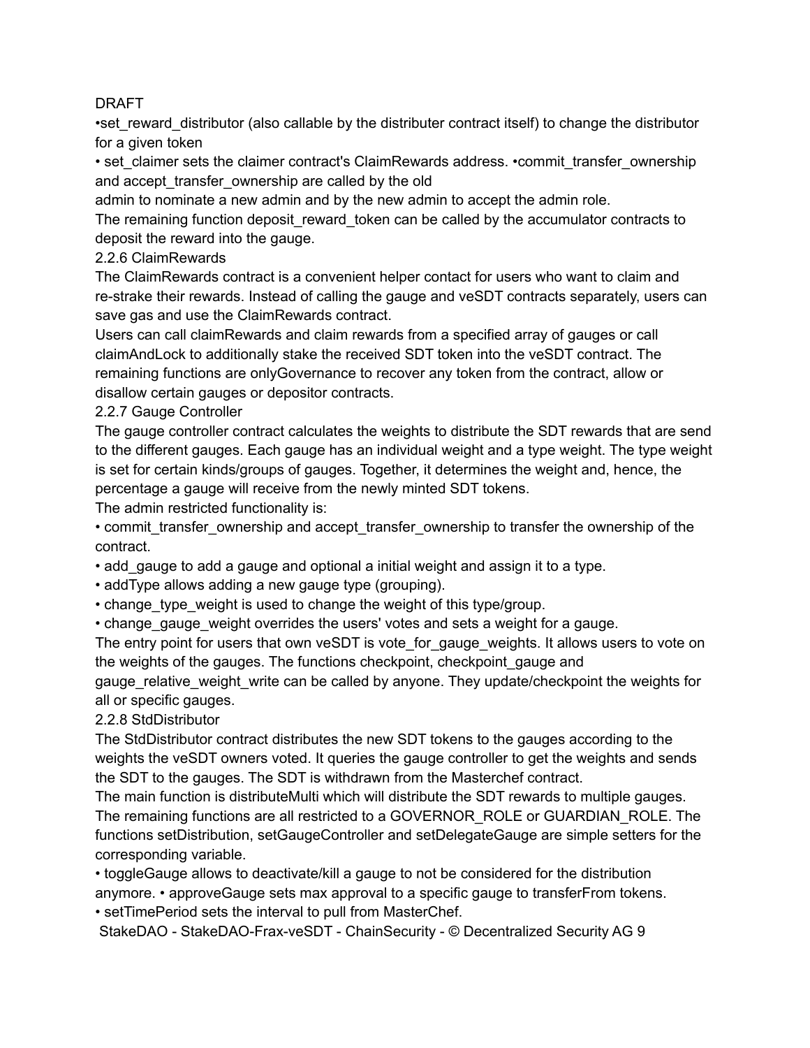DRAFT

- set_reward_distributor (also callable by the distributer contract itself) to change the distributor for a given token
- set_claimer sets the claimer contract's ClaimRewards address.
- commit_transfer_ownership and accept_transfer_ownership are called by the old admin to nominate a new admin and by the new admin to accept the admin role.

The remaining function deposit_reward_token can be called by the accumulator contracts to deposit the reward into the gauge.

### 2.2.6 ClaimRewards

The ClaimRewards contract is a convenient helper contact for users who want to claim and re-strake their rewards. Instead of calling the gauge and veSDT contracts separately, users can save gas and use the ClaimRewards contract.

Users can call claimRewards and claim rewards from a specified array of gauges or call claimAndLock to additionally stake the received SDT token into the veSDT contract. The remaining functions are onlyGovernance to recover any token from the contract, allow or disallow certain gauges or depositor contracts.

### 2.2.7 Gauge Controller

The gauge controller contract calculates the weights to distribute the SDT rewards that are send to the different gauges. Each gauge has an individual weight and a type weight. The type weight is set for certain kinds/groups of gauges. Together, it determines the weight and, hence, the percentage a gauge will receive from the newly minted SDT tokens.

The admin restricted functionality is:

- commit_transfer_ownership and accept_transfer_ownership to transfer the ownership of the contract.
- add_gauge to add a gauge and optional a initial weight and assign it to a type.
- addType allows adding a new gauge type (grouping).
- change_type_weight is used to change the weight of this type/group.
- change_gauge_weight overrides the users' votes and sets a weight for a gauge.

The entry point for users that own veSDT is vote_for_gauge_weights. It allows users to vote on the weights of the gauges. The functions checkpoint, checkpoint_gauge and gauge_relative_weight_write can be called by anyone. They update/checkpoint the weights for all or specific gauges.

### 2.2.8 StdDistributor

The StdDistributor contract distributes the new SDT tokens to the gauges according to the weights the veSDT owners voted. It queries the gauge controller to get the weights and sends the SDT to the gauges. The SDT is withdrawn from the Masterchef contract.

The main function is distributeMulti which will distribute the SDT rewards to multiple gauges. The remaining functions are all restricted to a GOVERNOR_ROLE or GUARDIAN_ROLE. The functions setDistribution, setGaugeController and setDelegateGauge are simple setters for the corresponding variable.

- toggleGauge allows to deactivate/kill a gauge to not be considered for the distribution anymore.
- approveGauge sets max approval to a specific gauge to transferFrom tokens.
- setTimePeriod sets the interval to pull from MasterChef.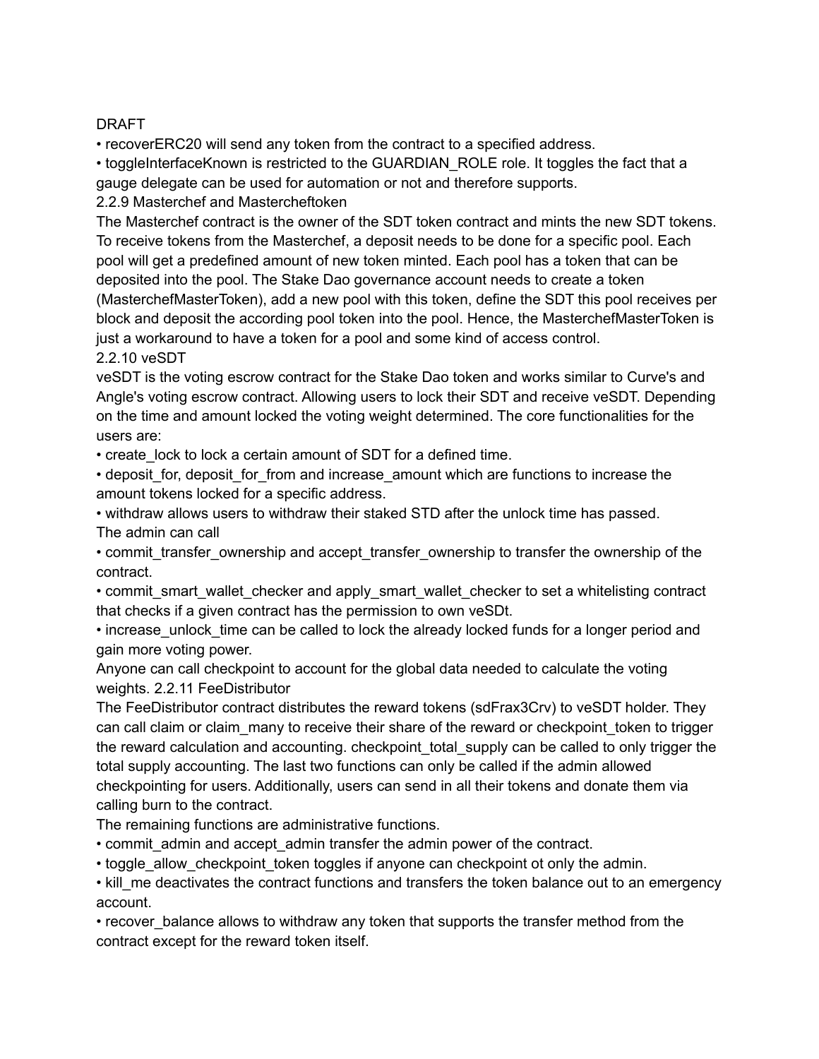DRAFT

- recoverERC20 will send any token from the contract to a specified address.
- toggleInterfaceKnown is restricted to the GUARDIAN_ROLE role. It toggles the fact that a gauge delegate can be used for automation or not and therefore supports.

### 2.2.9 Masterchef and Mastercheftoken

The Masterchef contract is the owner of the SDT token contract and mints the new SDT tokens. To receive tokens from the Masterchef, a deposit needs to be done for a specific pool. Each pool will get a predefined amount of new token minted. Each pool has a token that can be deposited into the pool. The Stake Dao governance account needs to create a token (MasterchefMasterToken), add a new pool with this token, define the SDT this pool receives per block and deposit the according pool token into the pool. Hence, the MasterchefMasterToken is just a workaround to have a token for a pool and some kind of access control.

### 2.2.10 veSDT

veSDT is the voting escrow contract for the Stake Dao token and works similar to Curve's and Angle's voting escrow contract. Allowing users to lock their SDT and receive veSDT. Depending on the time and amount locked the voting weight determined. The core functionalities for the users are:

- create_lock to lock a certain amount of SDT for a defined time.
- deposit_for, deposit_for_from and increase_amount which are functions to increase the amount tokens locked for a specific address.
- withdraw allows users to withdraw their staked STD after the unlock time has passed.

The admin can call

- commit_transfer_ownership and accept_transfer_ownership to transfer the ownership of the contract.
- commit_smart_wallet_checker and apply_smart_wallet_checker to set a whitelisting contract that checks if a given contract has the permission to own veSDt.
- increase_unlock_time can be called to lock the already locked funds for a longer period and gain more voting power.

Anyone can call checkpoint to account for the global data needed to calculate the voting weights.

### 2.2.11 FeeDistributor

The FeeDistributor contract distributes the reward tokens (sdFrax3Crv) to veSDT holder. They can call claim or claim_many to receive their share of the reward or checkpoint_token to trigger the reward calculation and accounting. checkpoint_total_supply can be called to only trigger the total supply accounting. The last two functions can only be called if the admin allowed checkpointing for users. Additionally, users can send in all their tokens and donate them via calling burn to the contract.

The remaining functions are administrative functions.

- commit_admin and accept_admin transfer the admin power of the contract.
- toggle_allow_checkpoint_token toggles if anyone can checkpoint ot only the admin.
- kill_me deactivates the contract functions and transfers the token balance out to an emergency account.
- recover_balance allows to withdraw any token that supports the transfer method from the contract except for the reward token itself.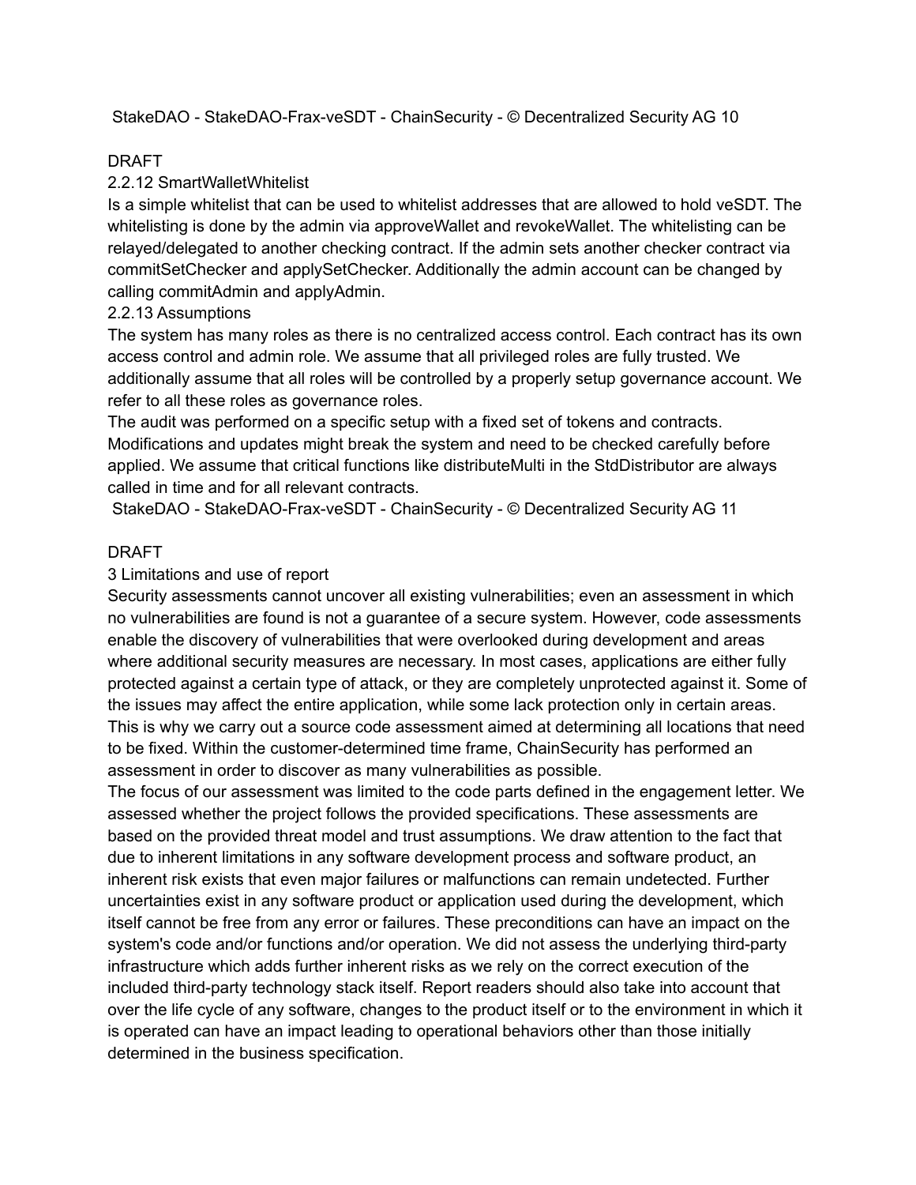DRAFT

### 2.2.12 SmartWalletWhitelist

Is a simple whitelist that can be used to whitelist addresses that are allowed to hold veSDT. The whitelisting is done by the admin via approveWallet and revokeWallet. The whitelisting can be relayed/delegated to another checking contract. If the admin sets another checker contract via commitSetChecker and applySetChecker. Additionally the admin account can be changed by calling commitAdmin and applyAdmin.

### 2.2.13 Assumptions

The system has many roles as there is no centralized access control. Each contract has its own access control and admin role. We assume that all privileged roles are fully trusted. We additionally assume that all roles will be controlled by a properly setup governance account. We refer to all these roles as governance roles.

The audit was performed on a specific setup with a fixed set of tokens and contracts. Modifications and updates might break the system and need to be checked carefully before applied. We assume that critical functions like distributeMulti in the StdDistributor are always called in time and for all relevant contracts.

DRAFT

# 3 Limitations and use of report

Security assessments cannot uncover all existing vulnerabilities; even an assessment in which no vulnerabilities are found is not a guarantee of a secure system. However, code assessments enable the discovery of vulnerabilities that were overlooked during development and areas where additional security measures are necessary. In most cases, applications are either fully protected against a certain type of attack, or they are completely unprotected against it. Some of the issues may affect the entire application, while some lack protection only in certain areas. This is why we carry out a source code assessment aimed at determining all locations that need to be fixed. Within the customer-determined time frame, ChainSecurity has performed an assessment in order to discover as many vulnerabilities as possible.

The focus of our assessment was limited to the code parts defined in the engagement letter. We assessed whether the project follows the provided specifications. These assessments are based on the provided threat model and trust assumptions. We draw attention to the fact that due to inherent limitations in any software development process and software product, an inherent risk exists that even major failures or malfunctions can remain undetected. Further uncertainties exist in any software product or application used during the development, which itself cannot be free from any error or failures. These preconditions can have an impact on the system's code and/or functions and/or operation. We did not assess the underlying third-party infrastructure which adds further inherent risks as we rely on the correct execution of the included third-party technology stack itself. Report readers should also take into account that over the life cycle of any software, changes to the product itself or to the environment in which it is operated can have an impact leading to operational behaviors other than those initially determined in the business specification.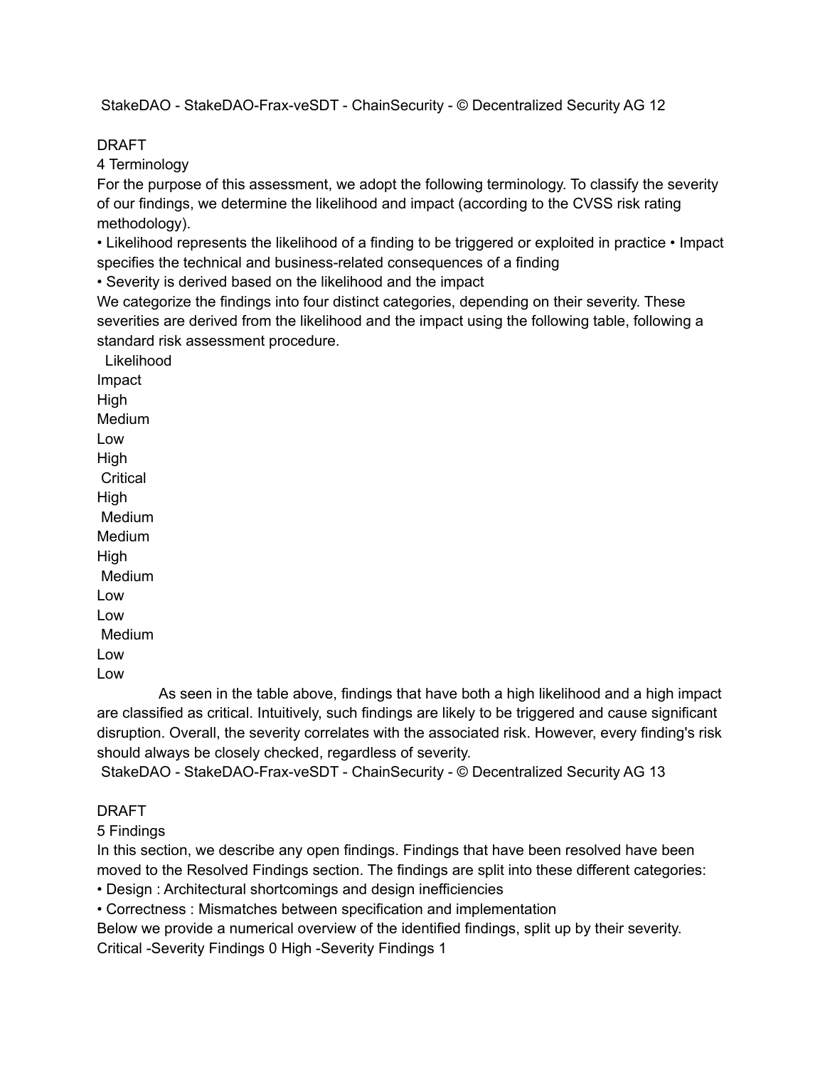## 4 Terminology

For the purpose of this assessment, we adopt the following terminology. To classify the severity of our findings, we determine the likelihood and impact (according to the CVSS risk rating methodology).

- Likelihood represents the likelihood of a finding to be triggered or exploited in practice
- Impact specifies the technical and business-related consequences of a finding
- Severity is derived based on the likelihood and the impact

We categorize the findings into four distinct categories, depending on their severity. These severities are derived from the likelihood and the impact using the following table, following a standard risk assessment procedure.

| | Likelihood | | |
|---|---|---|---|
| Impact | High | Medium | Low |
| High | Critical | High | Medium |
| Medium | High | Medium | Low |
| Low | Medium | Low | Low |

As seen in the table above, findings that have both a high likelihood and a high impact are classified as critical. Intuitively, such findings are likely to be triggered and cause significant disruption. Overall, the severity correlates with the associated risk. However, every finding's risk should always be closely checked, regardless of severity.

## 5 Findings

In this section, we describe any open findings. Findings that have been resolved have been moved to the Resolved Findings section. The findings are split into these different categories:

- Design : Architectural shortcomings and design inefficiencies
- Correctness : Mismatches between specification and implementation

Below we provide a numerical overview of the identified findings, split up by their severity.

Critical -Severity Findings 0
High -Severity Findings 1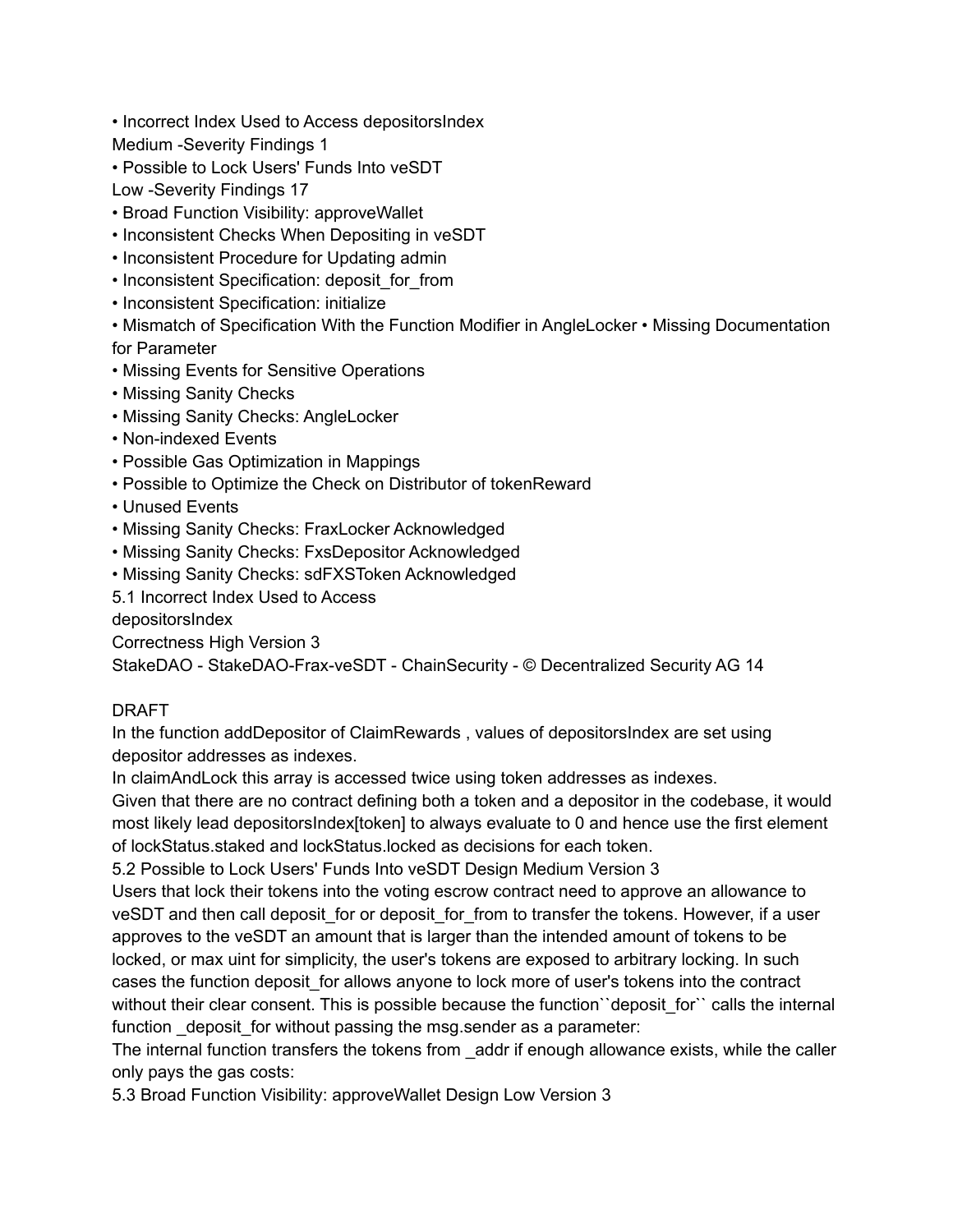- Incorrect Index Used to Access depositorsIndex

Medium -Severity Findings 1

- Possible to Lock Users' Funds Into veSDT

Low -Severity Findings 17

- Broad Function Visibility: approveWallet
- Inconsistent Checks When Depositing in veSDT
- Inconsistent Procedure for Updating admin
- Inconsistent Specification: deposit_for_from
- Inconsistent Specification: initialize
- Mismatch of Specification With the Function Modifier in AngleLocker • Missing Documentation for Parameter
- Missing Events for Sensitive Operations
- Missing Sanity Checks
- Missing Sanity Checks: AngleLocker
- Non-indexed Events
- Possible Gas Optimization in Mappings
- Possible to Optimize the Check on Distributor of tokenReward
- Unused Events
- Missing Sanity Checks: FraxLocker Acknowledged
- Missing Sanity Checks: FxsDepositor Acknowledged
- Missing Sanity Checks: sdFXSToken Acknowledged

## 5.1 Incorrect Index Used to Access depositorsIndex

Correctness High Version 3

DRAFT

In the function addDepositor of ClaimRewards , values of depositorsIndex are set using depositor addresses as indexes.

In claimAndLock this array is accessed twice using token addresses as indexes.

Given that there are no contract defining both a token and a depositor in the codebase, it would most likely lead depositorsIndex[token] to always evaluate to 0 and hence use the first element of lockStatus.staked and lockStatus.locked as decisions for each token.

## 5.2 Possible to Lock Users' Funds Into veSDT Design Medium Version 3

Users that lock their tokens into the voting escrow contract need to approve an allowance to veSDT and then call deposit_for or deposit_for_from to transfer the tokens. However, if a user approves to the veSDT an amount that is larger than the intended amount of tokens to be locked, or max uint for simplicity, the user's tokens are exposed to arbitrary locking. In such cases the function deposit_for allows anyone to lock more of user's tokens into the contract without their clear consent. This is possible because the function``deposit_for`` calls the internal function _deposit_for without passing the msg.sender as a parameter:

The internal function transfers the tokens from _addr if enough allowance exists, while the caller only pays the gas costs:

## 5.3 Broad Function Visibility: approveWallet Design Low Version 3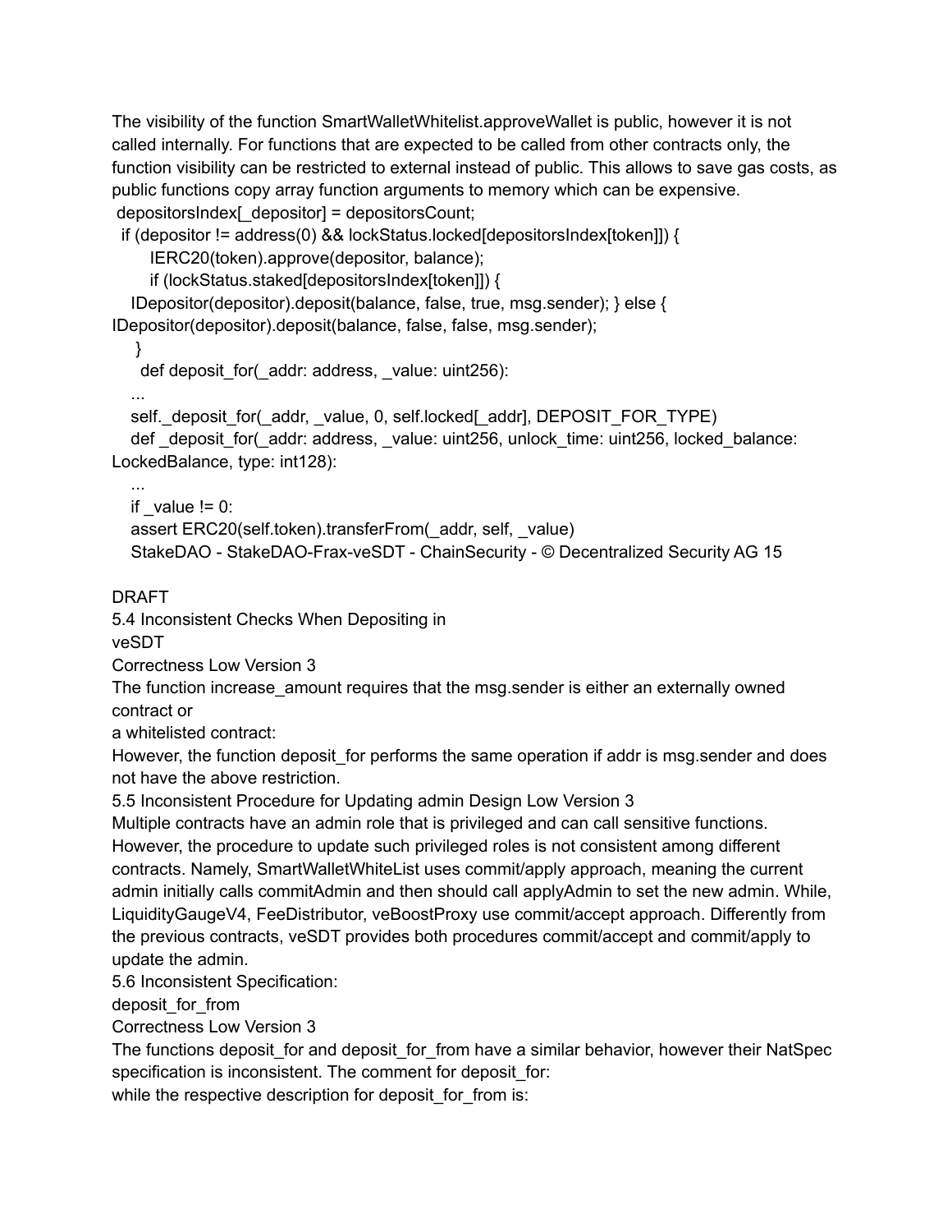The visibility of the function SmartWalletWhitelist.approveWallet is public, however it is not called internally. For functions that are expected to be called from other contracts only, the function visibility can be restricted to external instead of public. This allows to save gas costs, as public functions copy array function arguments to memory which can be expensive.

```
 depositorsIndex[_depositor] = depositorsCount;
  if (depositor != address(0) && lockStatus.locked[depositorsIndex[token]]) {
       IERC20(token).approve(depositor, balance);
       if (lockStatus.staked[depositorsIndex[token]]) {
    IDepositor(depositor).deposit(balance, false, true, msg.sender); } else {
IDepositor(depositor).deposit(balance, false, false, msg.sender);
     }
      def deposit_for(_addr: address, _value: uint256):
    ...
    self._deposit_for(_addr, _value, 0, self.locked[_addr], DEPOSIT_FOR_TYPE)
    def _deposit_for(_addr: address, _value: uint256, unlock_time: uint256, locked_balance:
LockedBalance, type: int128):
    ...
    if _value != 0:
    assert ERC20(self.token).transferFrom(_addr, self, _value)
```

DRAFT

## 5.4 Inconsistent Checks When Depositing in veSDT

Correctness Low Version 3

The function increase_amount requires that the msg.sender is either an externally owned contract or a whitelisted contract:

However, the function deposit_for performs the same operation if addr is msg.sender and does not have the above restriction.

## 5.5 Inconsistent Procedure for Updating admin

Design Low Version 3

Multiple contracts have an admin role that is privileged and can call sensitive functions. However, the procedure to update such privileged roles is not consistent among different contracts. Namely, SmartWalletWhiteList uses commit/apply approach, meaning the current admin initially calls commitAdmin and then should call applyAdmin to set the new admin. While, LiquidityGaugeV4, FeeDistributor, veBoostProxy use commit/accept approach. Differently from the previous contracts, veSDT provides both procedures commit/accept and commit/apply to update the admin.

## 5.6 Inconsistent Specification: deposit_for_from

Correctness Low Version 3

The functions deposit_for and deposit_for_from have a similar behavior, however their NatSpec specification is inconsistent. The comment for deposit_for:

while the respective description for deposit_for_from is: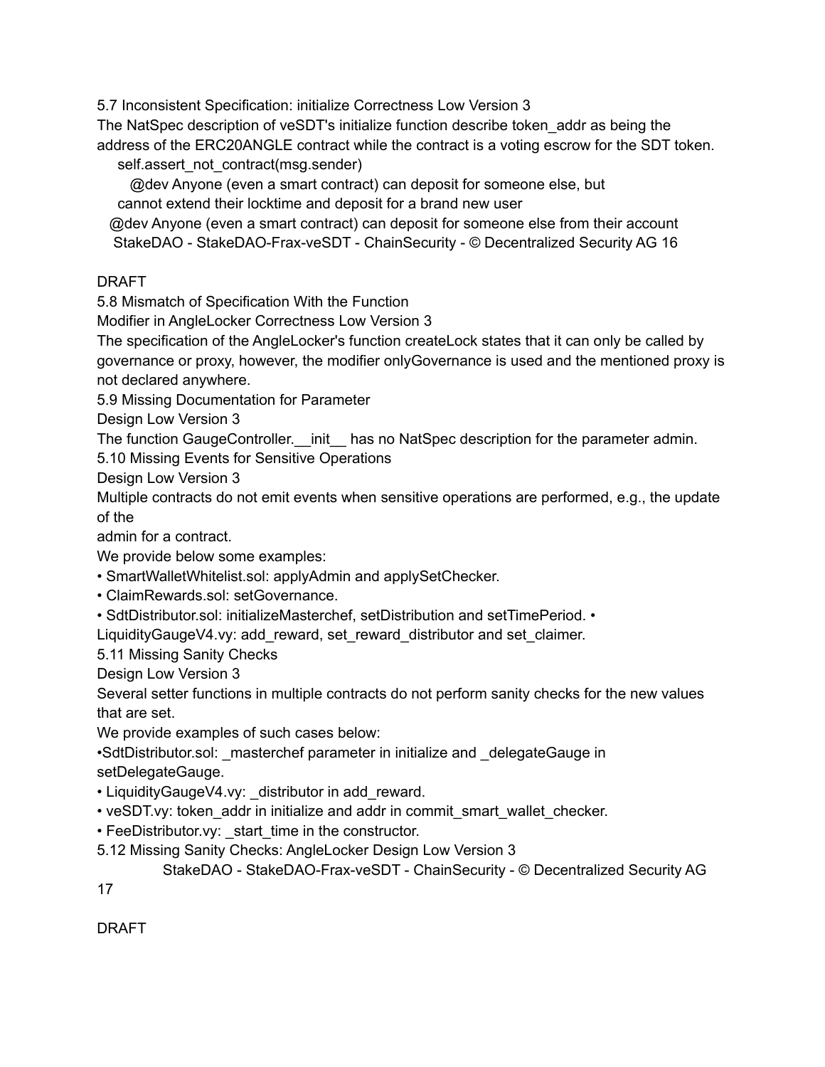### 5.7 Inconsistent Specification: initialize Correctness Low Version 3

The NatSpec description of veSDT's initialize function describe token_addr as being the address of the ERC20ANGLE contract while the contract is a voting escrow for the SDT token.

```
self.assert_not_contract(msg.sender)
  @dev Anyone (even a smart contract) can deposit for someone else, but
cannot extend their locktime and deposit for a brand new user
@dev Anyone (even a smart contract) can deposit for someone else from their account
```

DRAFT

### 5.8 Mismatch of Specification With the Function Modifier in AngleLocker Correctness Low Version 3

The specification of the AngleLocker's function createLock states that it can only be called by governance or proxy, however, the modifier onlyGovernance is used and the mentioned proxy is not declared anywhere.

### 5.9 Missing Documentation for Parameter Design Low Version 3

The function GaugeController.__init__ has no NatSpec description for the parameter admin.

### 5.10 Missing Events for Sensitive Operations Design Low Version 3

Multiple contracts do not emit events when sensitive operations are performed, e.g., the update of the admin for a contract.

We provide below some examples:

- SmartWalletWhitelist.sol: applyAdmin and applySetChecker.
- ClaimRewards.sol: setGovernance.
- SdtDistributor.sol: initializeMasterchef, setDistribution and setTimePeriod.
- LiquidityGaugeV4.vy: add_reward, set_reward_distributor and set_claimer.

### 5.11 Missing Sanity Checks Design Low Version 3

Several setter functions in multiple contracts do not perform sanity checks for the new values that are set.

We provide examples of such cases below:

- SdtDistributor.sol: _masterchef parameter in initialize and _delegateGauge in setDelegateGauge.
- LiquidityGaugeV4.vy: _distributor in add_reward.
- veSDT.vy: token_addr in initialize and addr in commit_smart_wallet_checker.
- FeeDistributor.vy: _start_time in the constructor.

### 5.12 Missing Sanity Checks: AngleLocker Design Low Version 3

DRAFT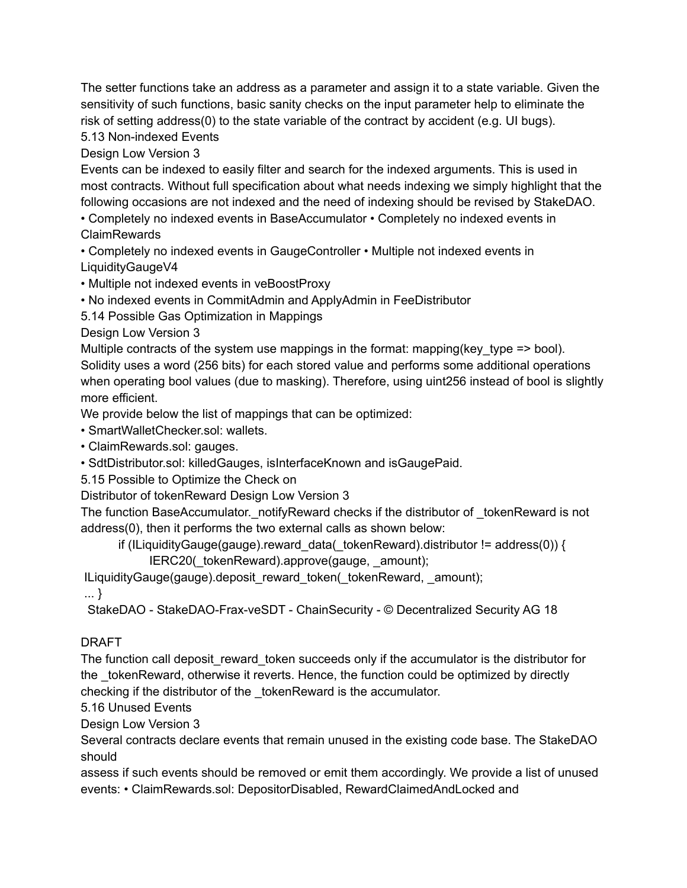The setter functions take an address as a parameter and assign it to a state variable. Given the sensitivity of such functions, basic sanity checks on the input parameter help to eliminate the risk of setting address(0) to the state variable of the contract by accident (e.g. UI bugs).

## 5.13 Non-indexed Events

Design Low Version 3

Events can be indexed to easily filter and search for the indexed arguments. This is used in most contracts. Without full specification about what needs indexing we simply highlight that the following occasions are not indexed and the need of indexing should be revised by StakeDAO.

- Completely no indexed events in BaseAccumulator
- Completely no indexed events in ClaimRewards
- Completely no indexed events in GaugeController
- Multiple not indexed events in LiquidityGaugeV4
- Multiple not indexed events in veBoostProxy
- No indexed events in CommitAdmin and ApplyAdmin in FeeDistributor

## 5.14 Possible Gas Optimization in Mappings

Design Low Version 3

Multiple contracts of the system use mappings in the format: mapping(key_type => bool). Solidity uses a word (256 bits) for each stored value and performs some additional operations when operating bool values (due to masking). Therefore, using uint256 instead of bool is slightly more efficient.

We provide below the list of mappings that can be optimized:

- SmartWalletChecker.sol: wallets.
- ClaimRewards.sol: gauges.
- SdtDistributor.sol: killedGauges, isInterfaceKnown and isGaugePaid.

## 5.15 Possible to Optimize the Check on Distributor of tokenReward

Design Low Version 3

The function BaseAccumulator._notifyReward checks if the distributor of _tokenReward is not address(0), then it performs the two external calls as shown below:

```
if (ILiquidityGauge(gauge).reward_data(_tokenReward).distributor != address(0)) {
    IERC20(_tokenReward).approve(gauge, _amount);
    ILiquidityGauge(gauge).deposit_reward_token(_tokenReward, _amount);
... }
```

DRAFT

The function call deposit_reward_token succeeds only if the accumulator is the distributor for the _tokenReward, otherwise it reverts. Hence, the function could be optimized by directly checking if the distributor of the _tokenReward is the accumulator.

## 5.16 Unused Events

Design Low Version 3

Several contracts declare events that remain unused in the existing code base. The StakeDAO should assess if such events should be removed or emit them accordingly. We provide a list of unused events:

- ClaimRewards.sol: DepositorDisabled, RewardClaimedAndLocked and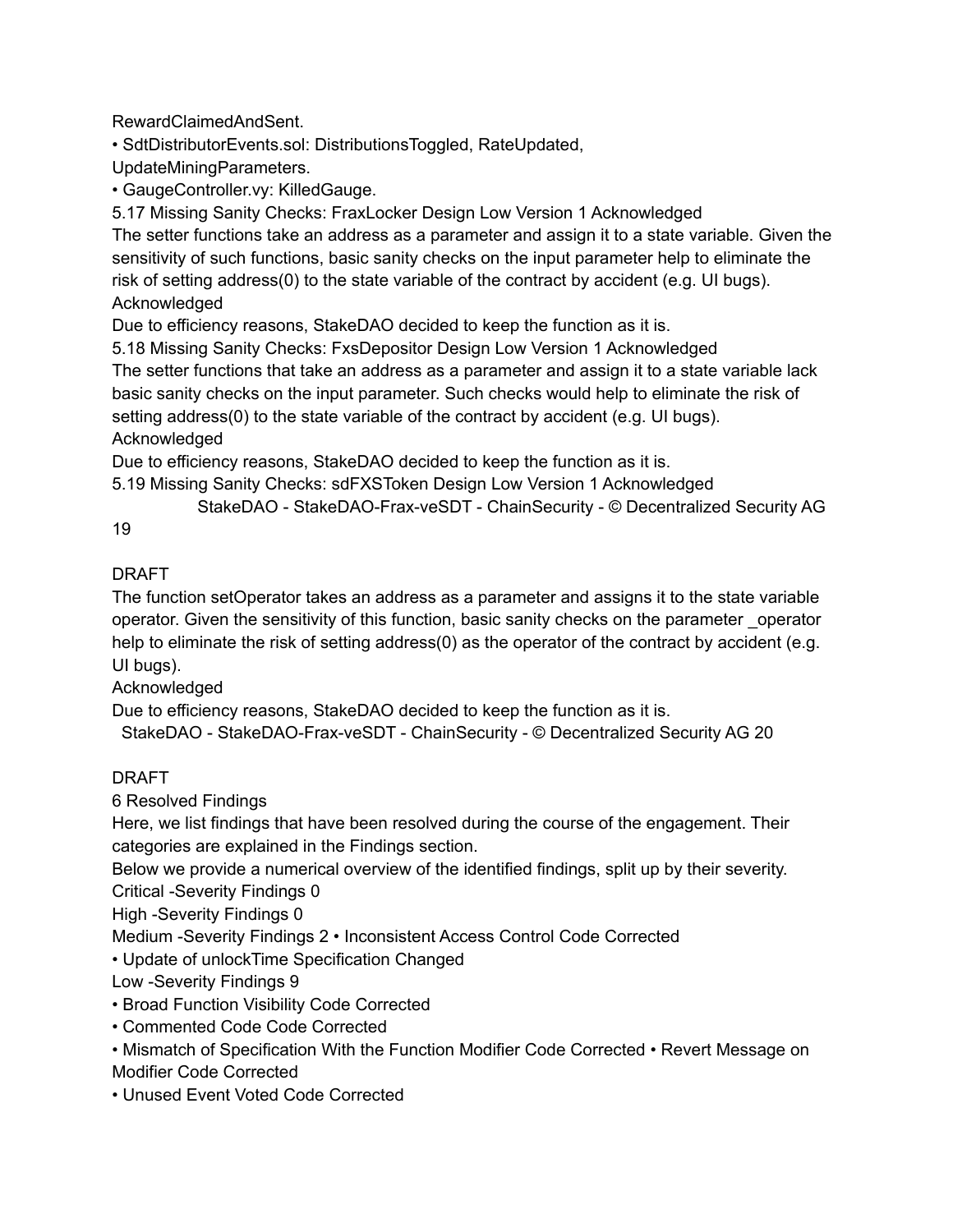RewardClaimedAndSent.

- SdtDistributorEvents.sol: DistributionsToggled, RateUpdated, UpdateMiningParameters.
- GaugeController.vy: KilledGauge.

### 5.17 Missing Sanity Checks: FraxLocker Design Low Version 1 Acknowledged

The setter functions take an address as a parameter and assign it to a state variable. Given the sensitivity of such functions, basic sanity checks on the input parameter help to eliminate the risk of setting address(0) to the state variable of the contract by accident (e.g. UI bugs).

Acknowledged

Due to efficiency reasons, StakeDAO decided to keep the function as it is.

### 5.18 Missing Sanity Checks: FxsDepositor Design Low Version 1 Acknowledged

The setter functions that take an address as a parameter and assign it to a state variable lack basic sanity checks on the input parameter. Such checks would help to eliminate the risk of setting address(0) to the state variable of the contract by accident (e.g. UI bugs).

Acknowledged

Due to efficiency reasons, StakeDAO decided to keep the function as it is.

### 5.19 Missing Sanity Checks: sdFXSToken Design Low Version 1 Acknowledged

The function setOperator takes an address as a parameter and assigns it to the state variable operator. Given the sensitivity of this function, basic sanity checks on the parameter _operator help to eliminate the risk of setting address(0) as the operator of the contract by accident (e.g. UI bugs).

Acknowledged

Due to efficiency reasons, StakeDAO decided to keep the function as it is.

# 6 Resolved Findings

Here, we list findings that have been resolved during the course of the engagement. Their categories are explained in the Findings section.

Below we provide a numerical overview of the identified findings, split up by their severity.

Critical -Severity Findings 0

High -Severity Findings 0

Medium -Severity Findings 2

- Inconsistent Access Control Code Corrected
- Update of unlockTime Specification Changed

Low -Severity Findings 9

- Broad Function Visibility Code Corrected
- Commented Code Code Corrected
- Mismatch of Specification With the Function Modifier Code Corrected
- Revert Message on Modifier Code Corrected
- Unused Event Voted Code Corrected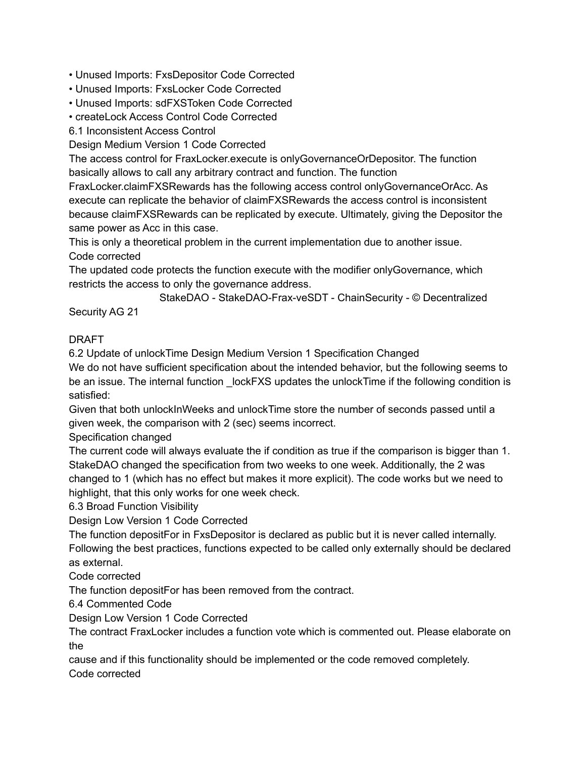- Unused Imports: FxsDepositor Code Corrected
- Unused Imports: FxsLocker Code Corrected
- Unused Imports: sdFXSToken Code Corrected
- createLock Access Control Code Corrected

## 6.1 Inconsistent Access Control

Design Medium Version 1 Code Corrected

The access control for FraxLocker.execute is onlyGovernanceOrDepositor. The function basically allows to call any arbitrary contract and function. The function FraxLocker.claimFXSRewards has the following access control onlyGovernanceOrAcc. As execute can replicate the behavior of claimFXSRewards the access control is inconsistent because claimFXSRewards can be replicated by execute. Ultimately, giving the Depositor the same power as Acc in this case.

This is only a theoretical problem in the current implementation due to another issue.

Code corrected

The updated code protects the function execute with the modifier onlyGovernance, which restricts the access to only the governance address.

DRAFT

## 6.2 Update of unlockTime Design Medium Version 1 Specification Changed

We do not have sufficient specification about the intended behavior, but the following seems to be an issue. The internal function _lockFXS updates the unlockTime if the following condition is satisfied:

Given that both unlockInWeeks and unlockTime store the number of seconds passed until a given week, the comparison with 2 (sec) seems incorrect.

Specification changed

The current code will always evaluate the if condition as true if the comparison is bigger than 1. StakeDAO changed the specification from two weeks to one week. Additionally, the 2 was changed to 1 (which has no effect but makes it more explicit). The code works but we need to highlight, that this only works for one week check.

## 6.3 Broad Function Visibility

Design Low Version 1 Code Corrected

The function depositFor in FxsDepositor is declared as public but it is never called internally. Following the best practices, functions expected to be called only externally should be declared as external.

Code corrected

The function depositFor has been removed from the contract.

## 6.4 Commented Code

Design Low Version 1 Code Corrected

The contract FraxLocker includes a function vote which is commented out. Please elaborate on the cause and if this functionality should be implemented or the code removed completely.

Code corrected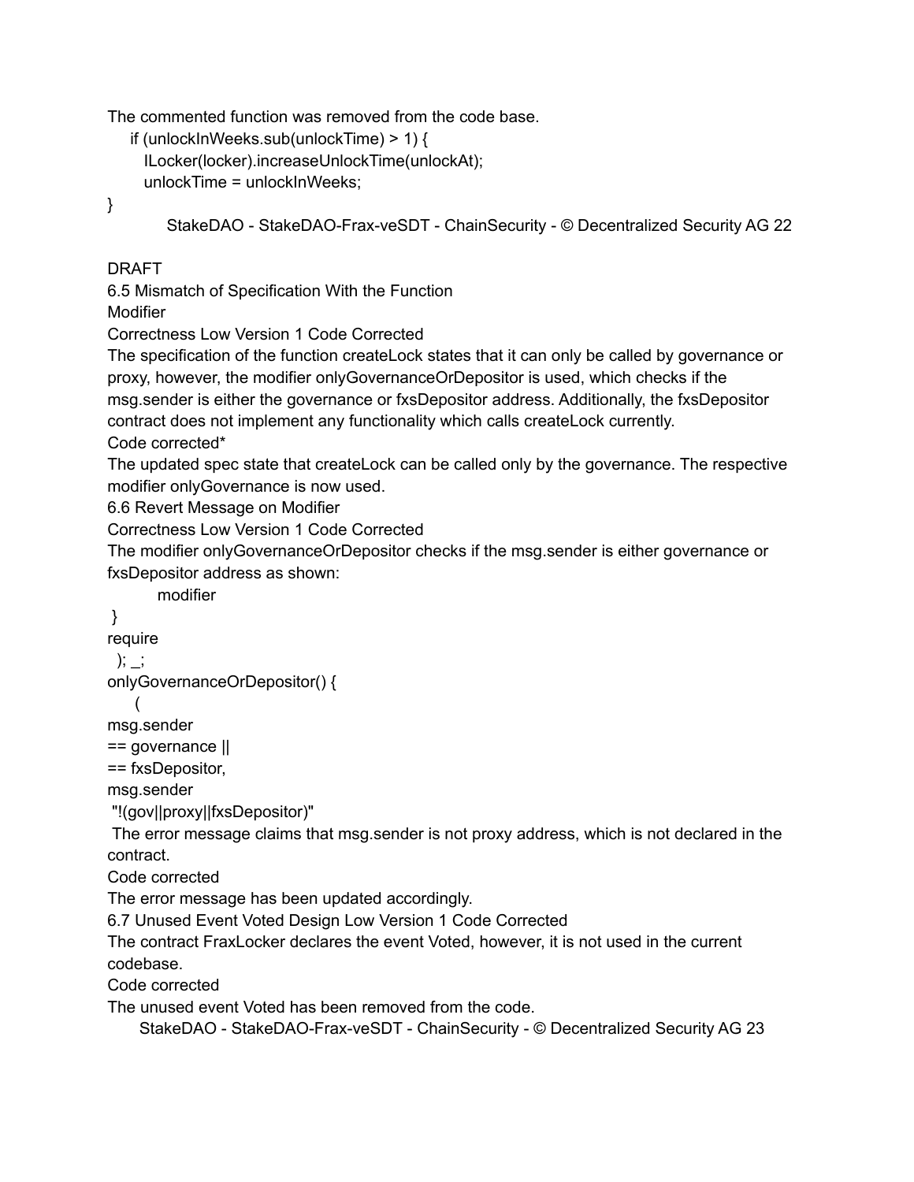The commented function was removed from the code base.

```
    if (unlockInWeeks.sub(unlockTime) > 1) {
      ILocker(locker).increaseUnlockTime(unlockAt);
      unlockTime = unlockInWeeks;
}
```

DRAFT

### 6.5 Mismatch of Specification With the Function Modifier

Correctness Low Version 1 Code Corrected

The specification of the function createLock states that it can only be called by governance or proxy, however, the modifier onlyGovernanceOrDepositor is used, which checks if the msg.sender is either the governance or fxsDepositor address. Additionally, the fxsDepositor contract does not implement any functionality which calls createLock currently.

Code corrected*

The updated spec state that createLock can be called only by the governance. The respective modifier onlyGovernance is now used.

### 6.6 Revert Message on Modifier

Correctness Low Version 1 Code Corrected

The modifier onlyGovernanceOrDepositor checks if the msg.sender is either governance or fxsDepositor address as shown:

```
modifier onlyGovernanceOrDepositor() {
    require(
        msg.sender == governance || msg.sender == fxsDepositor,
        "!(gov||proxy||fxsDepositor)"
    ); _;
}
```

The error message claims that msg.sender is not proxy address, which is not declared in the contract.

Code corrected

The error message has been updated accordingly.

### 6.7 Unused Event Voted

Design Low Version 1 Code Corrected

The contract FraxLocker declares the event Voted, however, it is not used in the current codebase.

Code corrected

The unused event Voted has been removed from the code.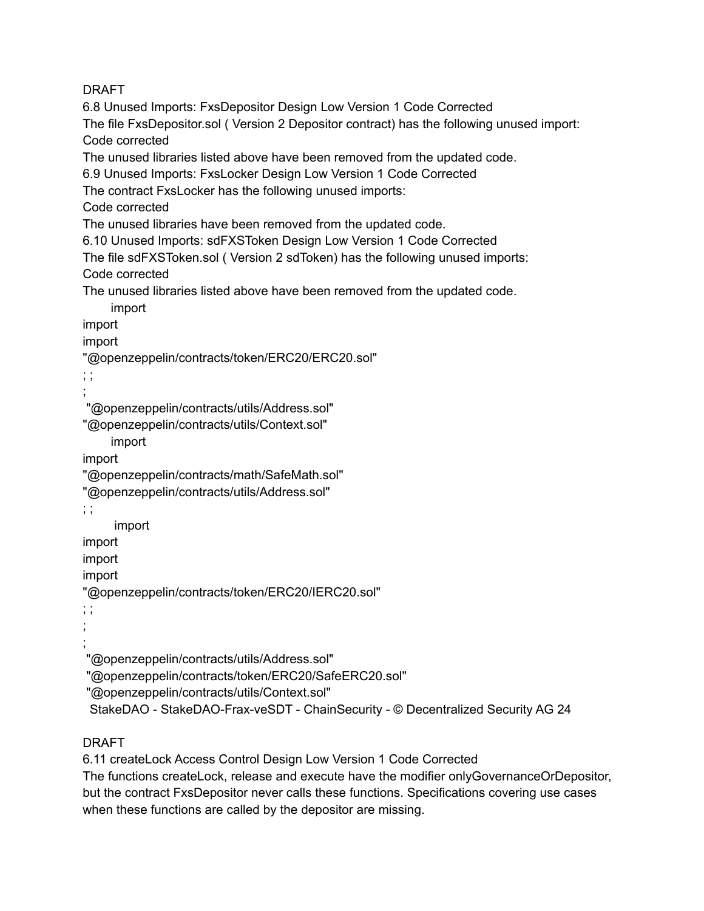### 6.8 Unused Imports: FxsDepositor Design Low Version 1 Code Corrected

The file FxsDepositor.sol ( Version 2 Depositor contract) has the following unused import:

Code corrected

The unused libraries listed above have been removed from the updated code.

### 6.9 Unused Imports: FxsLocker Design Low Version 1 Code Corrected

The contract FxsLocker has the following unused imports:

Code corrected

The unused libraries have been removed from the updated code.

### 6.10 Unused Imports: sdFXSToken Design Low Version 1 Code Corrected

The file sdFXSToken.sol ( Version 2 sdToken) has the following unused imports:

Code corrected

The unused libraries listed above have been removed from the updated code.

```
import
import
import
"@openzeppelin/contracts/token/ERC20/ERC20.sol"
; ;
;
"@openzeppelin/contracts/utils/Address.sol"
"@openzeppelin/contracts/utils/Context.sol"
```

```
import
import
"@openzeppelin/contracts/math/SafeMath.sol"
"@openzeppelin/contracts/utils/Address.sol"
; ;
```

```
import
import
import
import
"@openzeppelin/contracts/token/ERC20/IERC20.sol"
; ;
;
;
"@openzeppelin/contracts/utils/Address.sol"
"@openzeppelin/contracts/token/ERC20/SafeERC20.sol"
"@openzeppelin/contracts/utils/Context.sol"
```

### 6.11 createLock Access Control Design Low Version 1 Code Corrected

The functions createLock, release and execute have the modifier onlyGovernanceOrDepositor, but the contract FxsDepositor never calls these functions. Specifications covering use cases when these functions are called by the depositor are missing.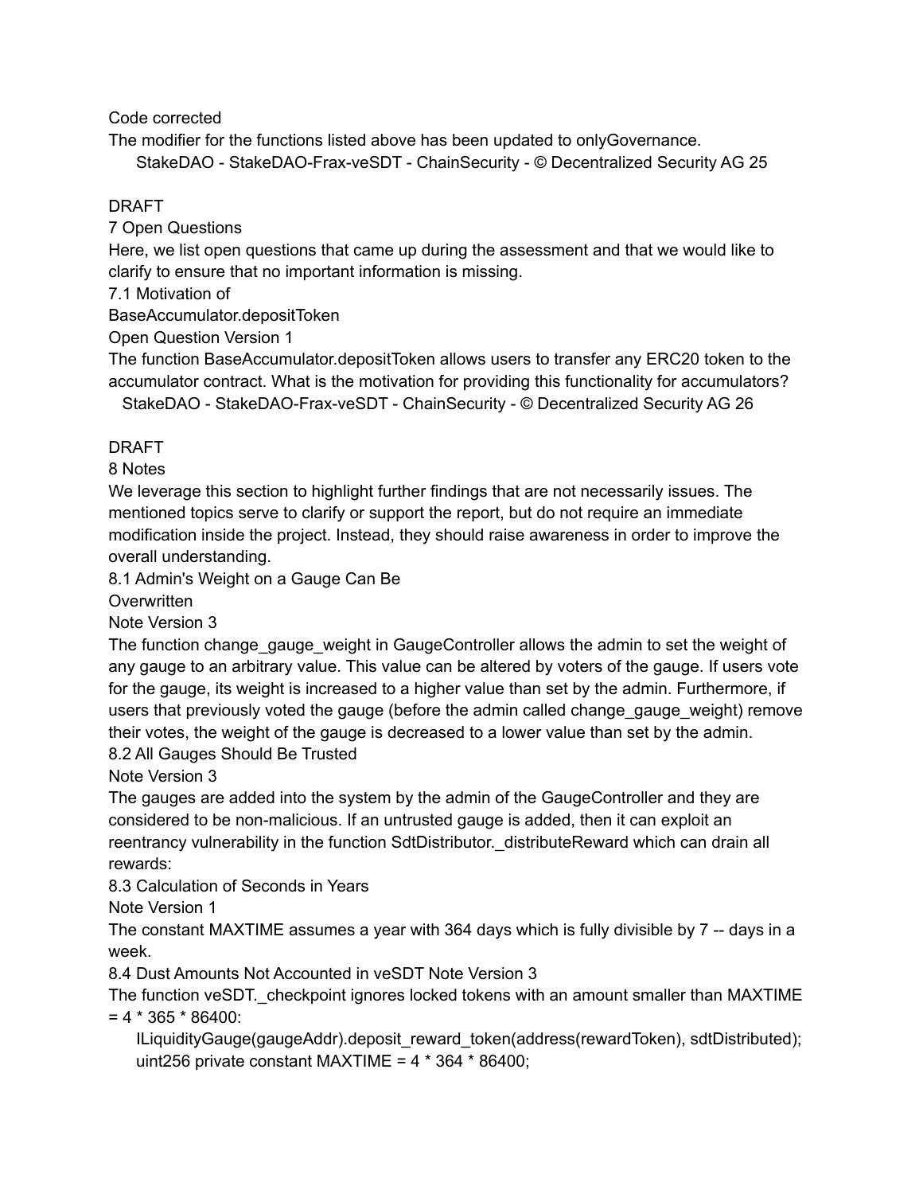Code corrected

The modifier for the functions listed above has been updated to onlyGovernance.

DRAFT

# 7 Open Questions

Here, we list open questions that came up during the assessment and that we would like to clarify to ensure that no important information is missing.

## 7.1 Motivation of BaseAccumulator.depositToken

Open Question Version 1

The function BaseAccumulator.depositToken allows users to transfer any ERC20 token to the accumulator contract. What is the motivation for providing this functionality for accumulators?

DRAFT

# 8 Notes

We leverage this section to highlight further findings that are not necessarily issues. The mentioned topics serve to clarify or support the report, but do not require an immediate modification inside the project. Instead, they should raise awareness in order to improve the overall understanding.

## 8.1 Admin's Weight on a Gauge Can Be Overwritten

Note Version 3

The function change_gauge_weight in GaugeController allows the admin to set the weight of any gauge to an arbitrary value. This value can be altered by voters of the gauge. If users vote for the gauge, its weight is increased to a higher value than set by the admin. Furthermore, if users that previously voted the gauge (before the admin called change_gauge_weight) remove their votes, the weight of the gauge is decreased to a lower value than set by the admin.

## 8.2 All Gauges Should Be Trusted

Note Version 3

The gauges are added into the system by the admin of the GaugeController and they are considered to be non-malicious. If an untrusted gauge is added, then it can exploit an reentrancy vulnerability in the function SdtDistributor._distributeReward which can drain all rewards:

```
ILiquidityGauge(gaugeAddr).deposit_reward_token(address(rewardToken), sdtDistributed);
```

## 8.3 Calculation of Seconds in Years

Note Version 1

The constant MAXTIME assumes a year with 364 days which is fully divisible by 7 -- days in a week.

```
uint256 private constant MAXTIME = 4 * 364 * 86400;
```

## 8.4 Dust Amounts Not Accounted in veSDT

Note Version 3

The function veSDT._checkpoint ignores locked tokens with an amount smaller than MAXTIME = 4 * 365 * 86400: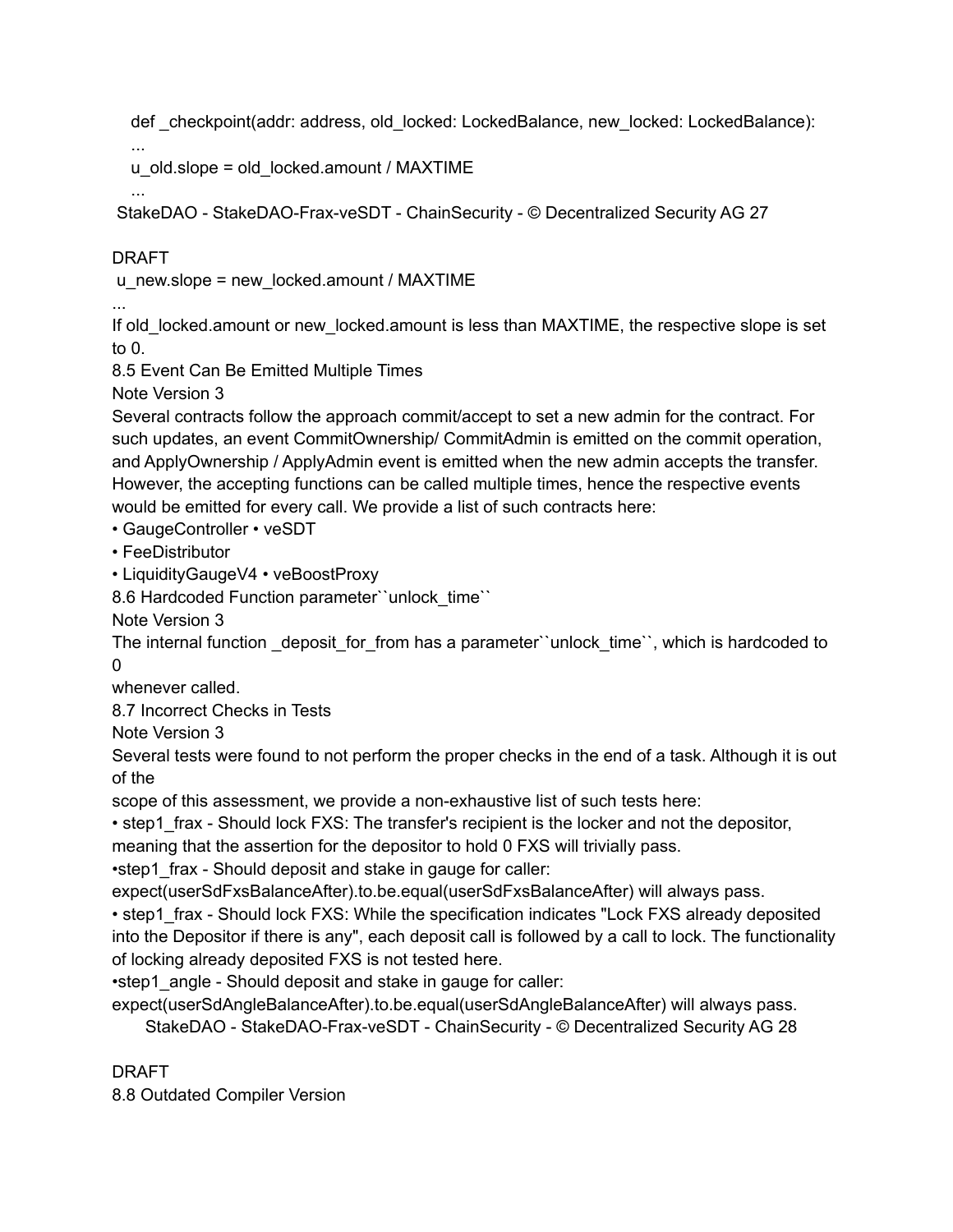```
def _checkpoint(addr: address, old_locked: LockedBalance, new_locked: LockedBalance):
...
u_old.slope = old_locked.amount / MAXTIME
...
u_new.slope = new_locked.amount / MAXTIME
...
```

If old_locked.amount or new_locked.amount is less than MAXTIME, the respective slope is set to 0.

## 8.5 Event Can Be Emitted Multiple Times

Note Version 3

Several contracts follow the approach commit/accept to set a new admin for the contract. For such updates, an event CommitOwnership/ CommitAdmin is emitted on the commit operation, and ApplyOwnership / ApplyAdmin event is emitted when the new admin accepts the transfer. However, the accepting functions can be called multiple times, hence the respective events would be emitted for every call. We provide a list of such contracts here:

- GaugeController
- veSDT
- FeeDistributor
- LiquidityGaugeV4
- veBoostProxy

## 8.6 Hardcoded Function parameter``unlock_time``

Note Version 3

The internal function _deposit_for_from has a parameter``unlock_time``, which is hardcoded to 0 whenever called.

## 8.7 Incorrect Checks in Tests

Note Version 3

Several tests were found to not perform the proper checks in the end of a task. Although it is out of the scope of this assessment, we provide a non-exhaustive list of such tests here:

- step1_frax - Should lock FXS: The transfer's recipient is the locker and not the depositor, meaning that the assertion for the depositor to hold 0 FXS will trivially pass.
- step1_frax - Should deposit and stake in gauge for caller: expect(userSdFxsBalanceAfter).to.be.equal(userSdFxsBalanceAfter) will always pass.
- step1_frax - Should lock FXS: While the specification indicates "Lock FXS already deposited into the Depositor if there is any", each deposit call is followed by a call to lock. The functionality of locking already deposited FXS is not tested here.
- step1_angle - Should deposit and stake in gauge for caller: expect(userSdAngleBalanceAfter).to.be.equal(userSdAngleBalanceAfter) will always pass.

## 8.8 Outdated Compiler Version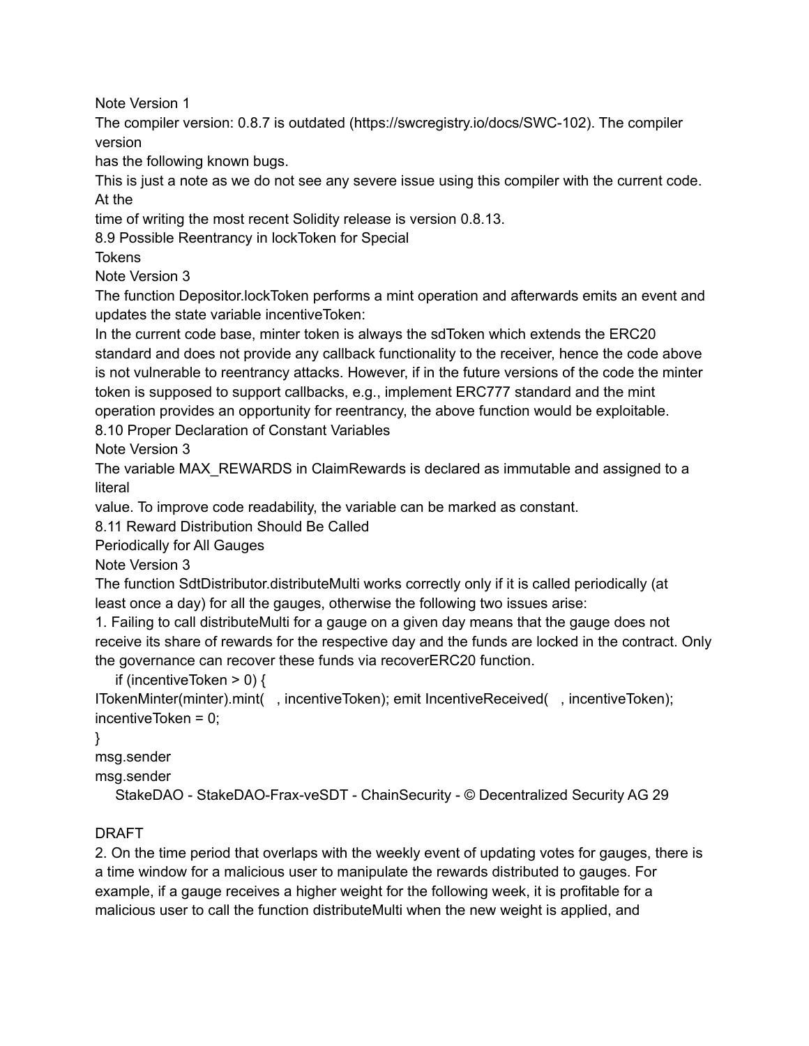Note Version 1

The compiler version: 0.8.7 is outdated (https://swcregistry.io/docs/SWC-102). The compiler version has the following known bugs.

This is just a note as we do not see any severe issue using this compiler with the current code. At the time of writing the most recent Solidity release is version 0.8.13.

## 8.9 Possible Reentrancy in lockToken for Special Tokens

Note Version 3

The function Depositor.lockToken performs a mint operation and afterwards emits an event and updates the state variable incentiveToken:

```
if (incentiveToken > 0) {
    ITokenMinter(minter).mint(msg.sender, incentiveToken);
    emit IncentiveReceived(msg.sender, incentiveToken);
    incentiveToken = 0;
}
```

In the current code base, minter token is always the sdToken which extends the ERC20 standard and does not provide any callback functionality to the receiver, hence the code above is not vulnerable to reentrancy attacks. However, if in the future versions of the code the minter token is supposed to support callbacks, e.g., implement ERC777 standard and the mint operation provides an opportunity for reentrancy, the above function would be exploitable.

## 8.10 Proper Declaration of Constant Variables

Note Version 3

The variable MAX_REWARDS in ClaimRewards is declared as immutable and assigned to a literal value. To improve code readability, the variable can be marked as constant.

## 8.11 Reward Distribution Should Be Called Periodically for All Gauges

Note Version 3

The function SdtDistributor.distributeMulti works correctly only if it is called periodically (at least once a day) for all the gauges, otherwise the following two issues arise:

1. Failing to call distributeMulti for a gauge on a given day means that the gauge does not receive its share of rewards for the respective day and the funds are locked in the contract. Only the governance can recover these funds via recoverERC20 function.
2. On the time period that overlaps with the weekly event of updating votes for gauges, there is a time window for a malicious user to manipulate the rewards distributed to gauges. For example, if a gauge receives a higher weight for the following week, it is profitable for a malicious user to call the function distributeMulti when the new weight is applied, and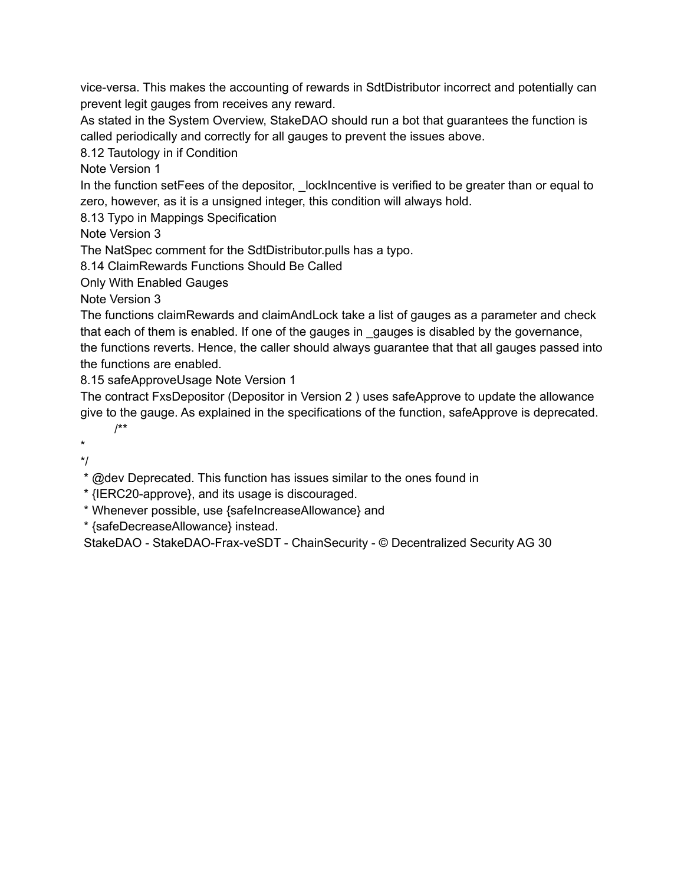vice-versa. This makes the accounting of rewards in SdtDistributor incorrect and potentially can prevent legit gauges from receives any reward.

As stated in the System Overview, StakeDAO should run a bot that guarantees the function is called periodically and correctly for all gauges to prevent the issues above.

## 8.12 Tautology in if Condition

Note Version 1

In the function setFees of the depositor, _lockIncentive is verified to be greater than or equal to zero, however, as it is a unsigned integer, this condition will always hold.

## 8.13 Typo in Mappings Specification

Note Version 3

The NatSpec comment for the SdtDistributor.pulls has a typo.

## 8.14 ClaimRewards Functions Should Be Called Only With Enabled Gauges

Note Version 3

The functions claimRewards and claimAndLock take a list of gauges as a parameter and check that each of them is enabled. If one of the gauges in _gauges is disabled by the governance, the functions reverts. Hence, the caller should always guarantee that that all gauges passed into the functions are enabled.

## 8.15 safeApproveUsage Note Version 1

The contract FxsDepositor (Depositor in Version 2 ) uses safeApprove to update the allowance give to the gauge. As explained in the specifications of the function, safeApprove is deprecated.

```
/**
 * @dev Deprecated. This function has issues similar to the ones found in
 * {IERC20-approve}, and its usage is discouraged.
 * Whenever possible, use {safeIncreaseAllowance} and
 * {safeDecreaseAllowance} instead.
 */
```